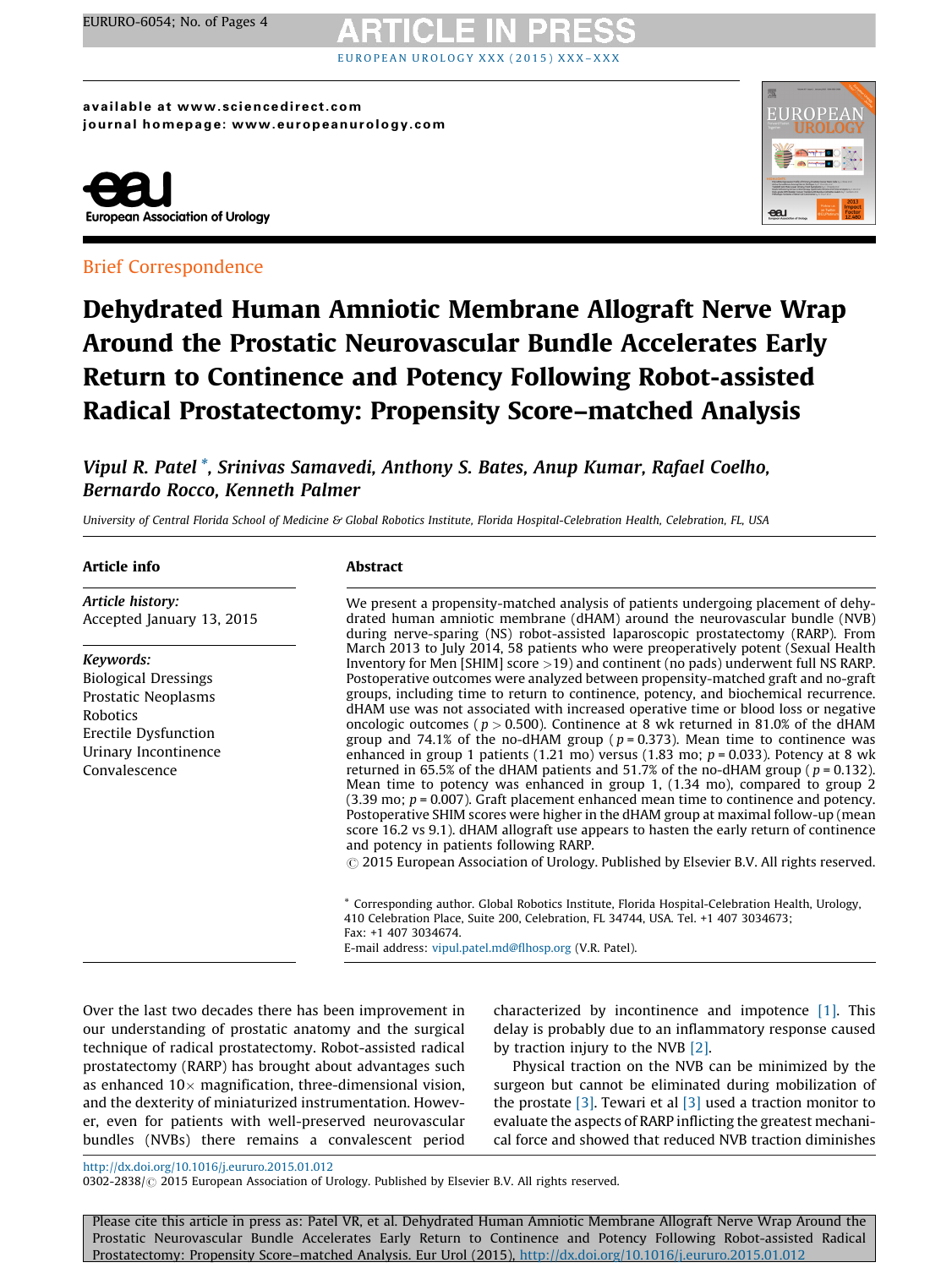available at www.sciencedirect.com
journal homepage: www.europeanurology.com

Brief Correspondence

# Dehydrated Human Amniotic Membrane Allograft Nerve Wrap Around the Prostatic Neurovascular Bundle Accelerates Early Return to Continence and Potency Following Robot-assisted Radical Prostatectomy: Propensity Score–matched Analysis

*Vipul R. Patel \*, Srinivas Samavedi, Anthony S. Bates, Anup Kumar, Rafael Coelho, Bernardo Rocco, Kenneth Palmer*

*University of Central Florida School of Medicine & Global Robotics Institute, Florida Hospital-Celebration Health, Celebration, FL, USA*

## Article info

*Article history:*
Accepted January 13, 2015

*Keywords:*
Biological Dressings
Prostatic Neoplasms
Robotics
Erectile Dysfunction
Urinary Incontinence
Convalescence

## Abstract

We present a propensity-matched analysis of patients undergoing placement of dehydrated human amniotic membrane (dHAM) around the neurovascular bundle (NVB) during nerve-sparing (NS) robot-assisted laparoscopic prostatectomy (RARP). From March 2013 to July 2014, 58 patients who were preoperatively potent (Sexual Health Inventory for Men [SHIM] score >19) and continent (no pads) underwent full NS RARP. Postoperative outcomes were analyzed between propensity-matched graft and no-graft groups, including time to return to continence, potency, and biochemical recurrence. dHAM use was not associated with increased operative time or blood loss or negative oncologic outcomes ($p > 0.500$). Continence at 8 wk returned in 81.0% of the dHAM group and 74.1% of the no-dHAM group ($p = 0.373$). Mean time to continence was enhanced in group 1 patients (1.21 mo) versus (1.83 mo; $p = 0.033$). Potency at 8 wk returned in 65.5% of the dHAM patients and 51.7% of the no-dHAM group ($p = 0.132$). Mean time to potency was enhanced in group 1, (1.34 mo), compared to group 2 (3.39 mo; $p = 0.007$). Graft placement enhanced mean time to continence and potency. Postoperative SHIM scores were higher in the dHAM group at maximal follow-up (mean score 16.2 vs 9.1). dHAM allograft use appears to hasten the early return of continence and potency in patients following RARP.

© 2015 European Association of Urology. Published by Elsevier B.V. All rights reserved.

\* Corresponding author. Global Robotics Institute, Florida Hospital-Celebration Health, Urology, 410 Celebration Place, Suite 200, Celebration, FL 34744, USA. Tel. +1 407 3034673; Fax: +1 407 3034674.
E-mail address: vipul.patel.md@flhosp.org (V.R. Patel).

Over the last two decades there has been improvement in our understanding of prostatic anatomy and the surgical technique of radical prostatectomy. Robot-assisted radical prostatectomy (RARP) has brought about advantages such as enhanced 10× magnification, three-dimensional vision, and the dexterity of miniaturized instrumentation. However, even for patients with well-preserved neurovascular bundles (NVBs) there remains a convalescent period characterized by incontinence and impotence [1]. This delay is probably due to an inflammatory response caused by traction injury to the NVB [2].

Physical traction on the NVB can be minimized by the surgeon but cannot be eliminated during mobilization of the prostate [3]. Tewari et al [3] used a traction monitor to evaluate the aspects of RARP inflicting the greatest mechanical force and showed that reduced NVB traction diminishes

http://dx.doi.org/10.1016/j.eururo.2015.01.012
0302-2838/© 2015 European Association of Urology. Published by Elsevier B.V. All rights reserved.

Please cite this article in press as: Patel VR, et al. Dehydrated Human Amniotic Membrane Allograft Nerve Wrap Around the Prostatic Neurovascular Bundle Accelerates Early Return to Continence and Potency Following Robot-assisted Radical Prostatectomy: Propensity Score–matched Analysis. Eur Urol (2015), http://dx.doi.org/10.1016/j.eururo.2015.01.012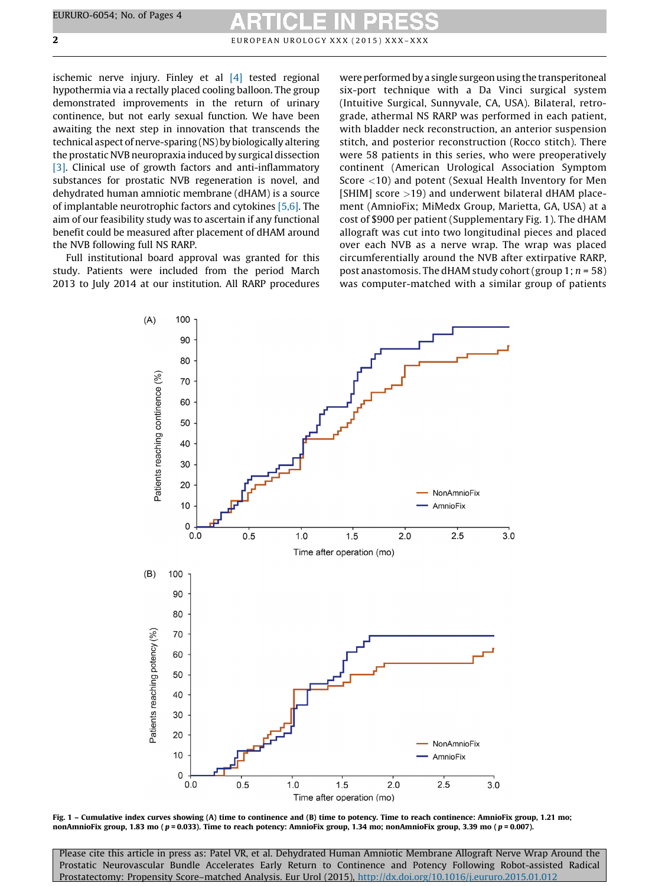ischemic nerve injury. Finley et al [4] tested regional hypothermia via a rectally placed cooling balloon. The group demonstrated improvements in the return of urinary continence, but not early sexual function. We have been awaiting the next step in innovation that transcends the technical aspect of nerve-sparing (NS) by biologically altering the prostatic NVB neuropraxia induced by surgical dissection [3]. Clinical use of growth factors and anti-inflammatory substances for prostatic NVB regeneration is novel, and dehydrated human amniotic membrane (dHAM) is a source of implantable neurotrophic factors and cytokines [5,6]. The aim of our feasibility study was to ascertain if any functional benefit could be measured after placement of dHAM around the NVB following full NS RARP.

Full institutional board approval was granted for this study. Patients were included from the period March 2013 to July 2014 at our institution. All RARP procedures were performed by a single surgeon using the transperitoneal six-port technique with a Da Vinci surgical system (Intuitive Surgical, Sunnyvale, CA, USA). Bilateral, retrograde, athermal NS RARP was performed in each patient, with bladder neck reconstruction, an anterior suspension stitch, and posterior reconstruction (Rocco stitch). There were 58 patients in this series, who were preoperatively continent (American Urological Association Symptom Score <10) and potent (Sexual Health Inventory for Men [SHIM] score >19) and underwent bilateral dHAM placement (AmnioFix; MiMedx Group, Marietta, GA, USA) at a cost of $900 per patient (Supplementary Fig. 1). The dHAM allograft was cut into two longitudinal pieces and placed over each NVB as a nerve wrap. The wrap was placed circumferentially around the NVB after extirpative RARP, post anastomosis. The dHAM study cohort (group 1; $n = 58$) was computer-matched with a similar group of patients

**Fig. 1 – Cumulative index curves showing (A) time to continence and (B) time to potency. Time to reach continence: AmnioFix group, 1.21 mo; nonAmnioFix group, 1.83 mo ($p = 0.033$). Time to reach potency: AmnioFix group, 1.34 mo; nonAmnioFix group, 3.39 mo ($p = 0.007$).**

Please cite this article in press as: Patel VR, et al. Dehydrated Human Amniotic Membrane Allograft Nerve Wrap Around the Prostatic Neurovascular Bundle Accelerates Early Return to Continence and Potency Following Robot-assisted Radical Prostatectomy: Propensity Score–matched Analysis. Eur Urol (2015), http://dx.doi.org/10.1016/j.eururo.2015.01.012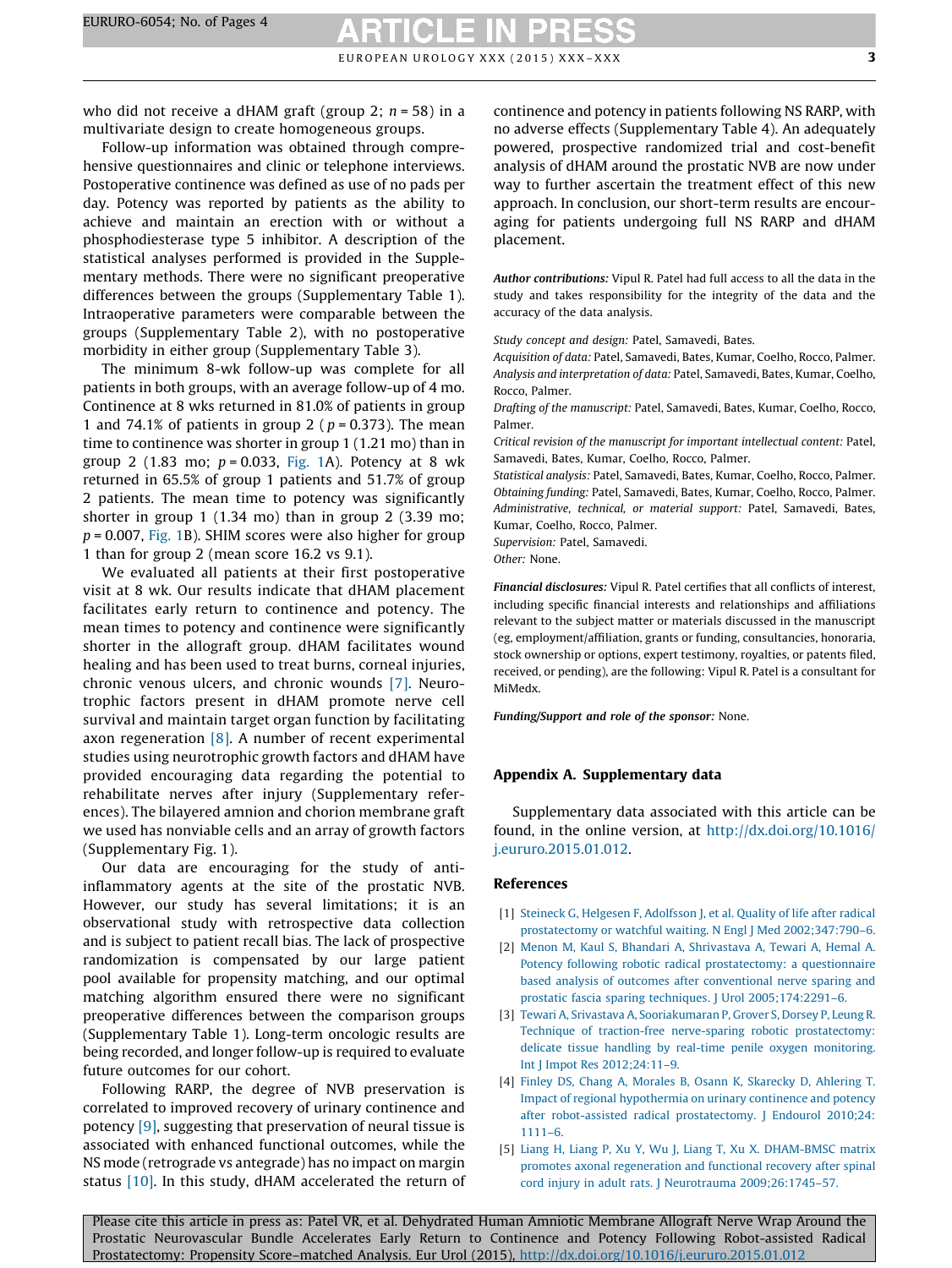who did not receive a dHAM graft (group 2; $n = 58$) in a multivariate design to create homogeneous groups.

Follow-up information was obtained through comprehensive questionnaires and clinic or telephone interviews. Postoperative continence was defined as use of no pads per day. Potency was reported by patients as the ability to achieve and maintain an erection with or without a phosphodiesterase type 5 inhibitor. A description of the statistical analyses performed is provided in the Supplementary methods. There were no significant preoperative differences between the groups (Supplementary Table 1). Intraoperative parameters were comparable between the groups (Supplementary Table 2), with no postoperative morbidity in either group (Supplementary Table 3).

The minimum 8-wk follow-up was complete for all patients in both groups, with an average follow-up of 4 mo. Continence at 8 wks returned in 81.0% of patients in group 1 and 74.1% of patients in group 2 ($p = 0.373$). The mean time to continence was shorter in group 1 (1.21 mo) than in group 2 (1.83 mo; $p = 0.033$, Fig. 1A). Potency at 8 wk returned in 65.5% of group 1 patients and 51.7% of group 2 patients. The mean time to potency was significantly shorter in group 1 (1.34 mo) than in group 2 (3.39 mo; $p = 0.007$, Fig. 1B). SHIM scores were also higher for group 1 than for group 2 (mean score 16.2 vs 9.1).

We evaluated all patients at their first postoperative visit at 8 wk. Our results indicate that dHAM placement facilitates early return to continence and potency. The mean times to potency and continence were significantly shorter in the allograft group. dHAM facilitates wound healing and has been used to treat burns, corneal injuries, chronic venous ulcers, and chronic wounds [7]. Neurotrophic factors present in dHAM promote nerve cell survival and maintain target organ function by facilitating axon regeneration [8]. A number of recent experimental studies using neurotrophic growth factors and dHAM have provided encouraging data regarding the potential to rehabilitate nerves after injury (Supplementary references). The bilayered amnion and chorion membrane graft we used has nonviable cells and an array of growth factors (Supplementary Fig. 1).

Our data are encouraging for the study of anti-inflammatory agents at the site of the prostatic NVB. However, our study has several limitations; it is an observational study with retrospective data collection and is subject to patient recall bias. The lack of prospective randomization is compensated by our large patient pool available for propensity matching, and our optimal matching algorithm ensured there were no significant preoperative differences between the comparison groups (Supplementary Table 1). Long-term oncologic results are being recorded, and longer follow-up is required to evaluate future outcomes for our cohort.

Following RARP, the degree of NVB preservation is correlated to improved recovery of urinary continence and potency [9], suggesting that preservation of neural tissue is associated with enhanced functional outcomes, while the NS mode (retrograde vs antegrade) has no impact on margin status [10]. In this study, dHAM accelerated the return of continence and potency in patients following NS RARP, with no adverse effects (Supplementary Table 4). An adequately powered, prospective randomized trial and cost-benefit analysis of dHAM around the prostatic NVB are now under way to further ascertain the treatment effect of this new approach. In conclusion, our short-term results are encouraging for patients undergoing full NS RARP and dHAM placement.

***Author contributions:*** Vipul R. Patel had full access to all the data in the study and takes responsibility for the integrity of the data and the accuracy of the data analysis.

*Study concept and design:* Patel, Samavedi, Bates.
*Acquisition of data:* Patel, Samavedi, Bates, Kumar, Coelho, Rocco, Palmer.
*Analysis and interpretation of data:* Patel, Samavedi, Bates, Kumar, Coelho, Rocco, Palmer.
*Drafting of the manuscript:* Patel, Samavedi, Bates, Kumar, Coelho, Rocco, Palmer.
*Critical revision of the manuscript for important intellectual content:* Patel, Samavedi, Bates, Kumar, Coelho, Rocco, Palmer.
*Statistical analysis:* Patel, Samavedi, Bates, Kumar, Coelho, Rocco, Palmer.
*Obtaining funding:* Patel, Samavedi, Bates, Kumar, Coelho, Rocco, Palmer.
*Administrative, technical, or material support:* Patel, Samavedi, Bates, Kumar, Coelho, Rocco, Palmer.
*Supervision:* Patel, Samavedi.
*Other:* None.

***Financial disclosures:*** Vipul R. Patel certifies that all conflicts of interest, including specific financial interests and relationships and affiliations relevant to the subject matter or materials discussed in the manuscript (eg, employment/affiliation, grants or funding, consultancies, honoraria, stock ownership or options, expert testimony, royalties, or patents filed, received, or pending), are the following: Vipul R. Patel is a consultant for MiMedx.

***Funding/Support and role of the sponsor:*** None.

## Appendix A. Supplementary data

Supplementary data associated with this article can be found, in the online version, at http://dx.doi.org/10.1016/j.eururo.2015.01.012.

## References

[1] Steineck G, Helgesen F, Adolfsson J, et al. Quality of life after radical prostatectomy or watchful waiting. N Engl J Med 2002;347:790–6.

[2] Menon M, Kaul S, Bhandari A, Shrivastava A, Tewari A, Hemal A. Potency following robotic radical prostatectomy: a questionnaire based analysis of outcomes after conventional nerve sparing and prostatic fascia sparing techniques. J Urol 2005;174:2291–6.

[3] Tewari A, Srivastava A, Sooriakumaran P, Grover S, Dorsey P, Leung R. Technique of traction-free nerve-sparing robotic prostatectomy: delicate tissue handling by real-time penile oxygen monitoring. Int J Impot Res 2012;24:11–9.

[4] Finley DS, Chang A, Morales B, Osann K, Skarecky D, Ahlering T. Impact of regional hypothermia on urinary continence and potency after robot-assisted radical prostatectomy. J Endourol 2010;24: 1111–6.

[5] Liang H, Liang P, Xu Y, Wu J, Liang T, Xu X. DHAM-BMSC matrix promotes axonal regeneration and functional recovery after spinal cord injury in adult rats. J Neurotrauma 2009;26:1745–57.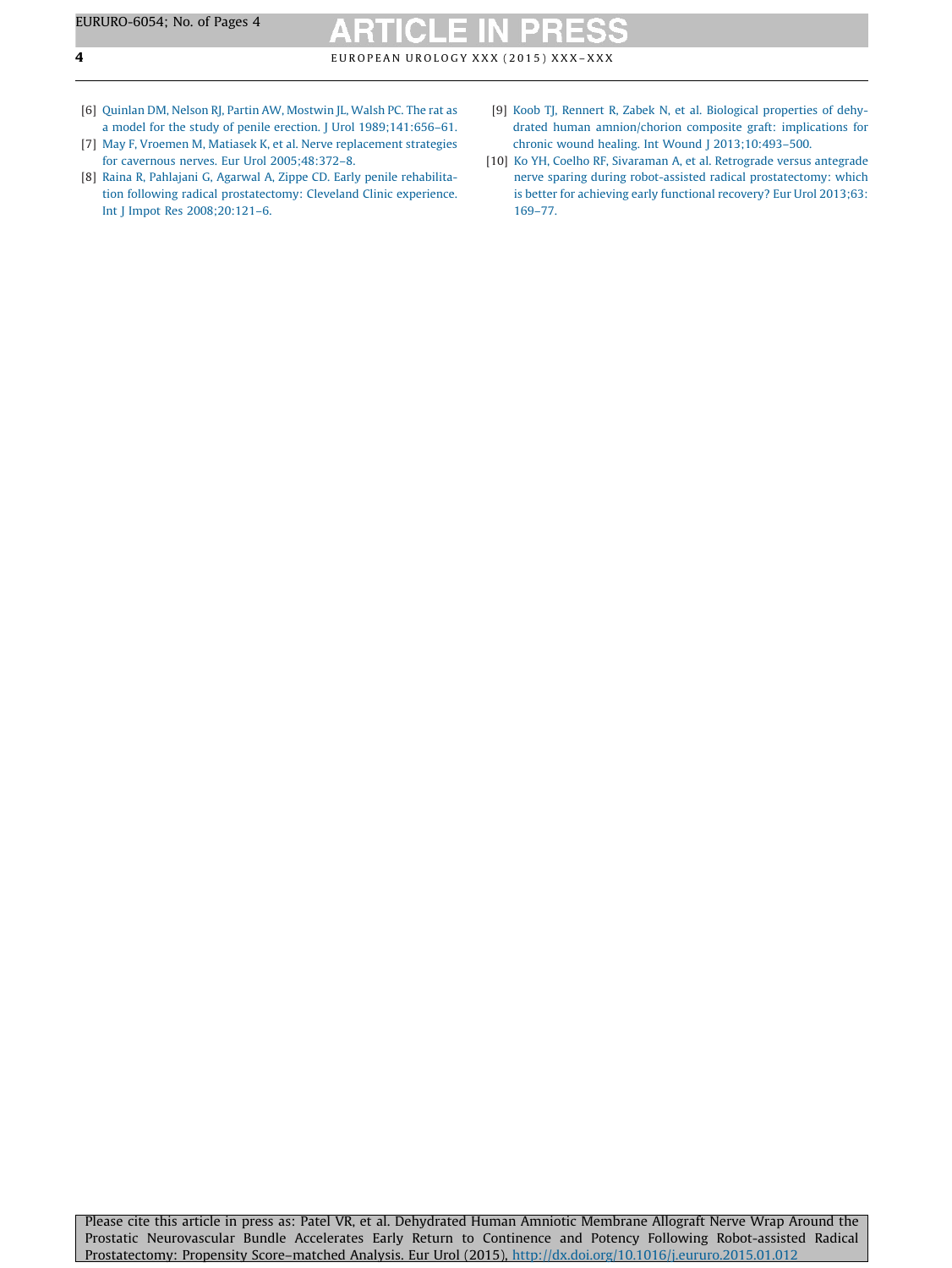[6] Quinlan DM, Nelson RJ, Partin AW, Mostwin JL, Walsh PC. The rat as a model for the study of penile erection. J Urol 1989;141:656–61.

[7] May F, Vroemen M, Matiasek K, et al. Nerve replacement strategies for cavernous nerves. Eur Urol 2005;48:372–8.

[8] Raina R, Pahlajani G, Agarwal A, Zippe CD. Early penile rehabilitation following radical prostatectomy: Cleveland Clinic experience. Int J Impot Res 2008;20:121–6.

[9] Koob TJ, Rennert R, Zabek N, et al. Biological properties of dehydrated human amnion/chorion composite graft: implications for chronic wound healing. Int Wound J 2013;10:493–500.

[10] Ko YH, Coelho RF, Sivaraman A, et al. Retrograde versus antegrade nerve sparing during robot-assisted radical prostatectomy: which is better for achieving early functional recovery? Eur Urol 2013;63:169–77.

Please cite this article in press as: Patel VR, et al. Dehydrated Human Amniotic Membrane Allograft Nerve Wrap Around the Prostatic Neurovascular Bundle Accelerates Early Return to Continence and Potency Following Robot-assisted Radical Prostatectomy: Propensity Score–matched Analysis. Eur Urol (2015), http://dx.doi.org/10.1016/j.eururo.2015.01.012